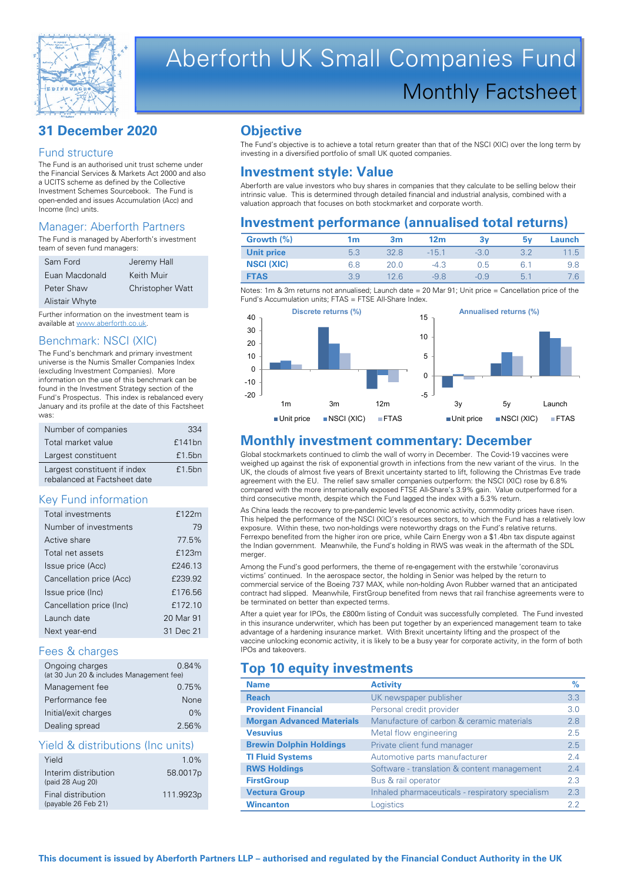# Aberforth UK Small Companies Fund

## Monthly Factsheet

## 31 December 2020

### Fund structure

The Fund is an authorised unit trust scheme under the Financial Services & Markets Act 2000 and also a UCITS scheme as defined by the Collective Investment Schemes Sourcebook. The Fund is open-ended and issues Accumulation (Acc) and Income (Inc) units.

### Manager: Aberforth Partners

The Fund is managed by Aberforth's investment team of seven fund managers:

| | |
|---|---|
| Sam Ford | Jeremy Hall |
| Euan Macdonald | Keith Muir |
| Peter Shaw | Christopher Watt |
| Alistair Whyte | |

Further information on the investment team is available at www.aberforth.co.uk.

### Benchmark: NSCI (XIC)

The Fund's benchmark and primary investment universe is the Numis Smaller Companies Index (excluding Investment Companies). More information on the use of this benchmark can be found in the Investment Strategy section of the Fund's Prospectus. This index is rebalanced every January and its profile at the date of this Factsheet was:

| | |
|---|---|
| Number of companies | 334 |
| Total market value | £141bn |
| Largest constituent | £1.5bn |
| Largest constituent if index rebalanced at Factsheet date | £1.5bn |

### Key Fund information

| | |
|---|---|
| Total investments | £122m |
| Number of investments | 79 |
| Active share | 77.5% |
| Total net assets | £123m |
| Issue price (Acc) | £246.13 |
| Cancellation price (Acc) | £239.92 |
| Issue price (Inc) | £176.56 |
| Cancellation price (Inc) | £172.10 |
| Launch date | 20 Mar 91 |
| Next year-end | 31 Dec 21 |

### Fees & charges

| | |
|---|---|
| Ongoing charges (at 30 Jun 20 & includes Management fee) | 0.84% |
| Management fee | 0.75% |
| Performance fee | None |
| Initial/exit charges | 0% |
| Dealing spread | 2.56% |

### Yield & distributions (Inc units)

| | |
|---|---|
| Yield | 1.0% |
| Interim distribution (paid 28 Aug 20) | 58.0017p |
| Final distribution (payable 26 Feb 21) | 111.9923p |

## Objective

The Fund's objective is to achieve a total return greater than that of the NSCI (XIC) over the long term by investing in a diversified portfolio of small UK quoted companies.

## Investment style: Value

Aberforth are value investors who buy shares in companies that they calculate to be selling below their intrinsic value. This is determined through detailed financial and industrial analysis, combined with a valuation approach that focuses on both stockmarket and corporate worth.

## Investment performance (annualised total returns)

| Growth (%) | 1m | 3m | 12m | 3y | 5y | Launch |
|---|---|---|---|---|---|---|
| Unit price | 5.3 | 32.8 | -15.1 | -3.0 | 3.2 | 11.5 |
| NSCI (XIC) | 6.8 | 20.0 | -4.3 | 0.5 | 6.1 | 9.8 |
| FTAS | 3.9 | 12.6 | -9.8 | -0.9 | 5.1 | 7.6 |

Notes: 1m & 3m returns not annualised; Launch date = 20 Mar 91; Unit price = Cancellation price of the Fund's Accumulation units; FTAS = FTSE All-Share Index.

## Monthly investment commentary: December

Global stockmarkets continued to climb the wall of worry in December. The Covid-19 vaccines were weighed up against the risk of exponential growth in infections from the new variant of the virus. In the UK, the clouds of almost five years of Brexit uncertainty started to lift, following the Christmas Eve trade agreement with the EU. The relief saw smaller companies outperform: the NSCI (XIC) rose by 6.8% compared with the more internationally exposed FTSE All-Share's 3.9% gain. Value outperformed for a third consecutive month, despite which the Fund lagged the index with a 5.3% return.

As China leads the recovery to pre-pandemic levels of economic activity, commodity prices have risen. This helped the performance of the NSCI (XIC)'s resources sectors, to which the Fund has a relatively low exposure. Within these, two non-holdings were noteworthy drags on the Fund's relative returns. Ferrexpo benefited from the higher iron ore price, while Cairn Energy won a $1.4bn tax dispute against the Indian government. Meanwhile, the Fund's holding in RWS was weak in the aftermath of the SDL merger.

Among the Fund's good performers, the theme of re-engagement with the erstwhile 'coronavirus victims' continued. In the aerospace sector, the holding in Senior was helped by the return to commercial service of the Boeing 737 MAX, while non-holding Avon Rubber warned that an anticipated contract had slipped. Meanwhile, FirstGroup benefited from news that rail franchise agreements were to be terminated on better than expected terms.

After a quiet year for IPOs, the £800m listing of Conduit was successfully completed. The Fund invested in this insurance underwriter, which has been put together by an experienced management team to take advantage of a hardening insurance market. With Brexit uncertainty lifting and the prospect of the vaccine unlocking economic activity, it is likely to be a busy year for corporate activity, in the form of both IPOs and takeovers.

## Top 10 equity investments

| Name | Activity | % |
|---|---|---|
| Reach | UK newspaper publisher | 3.3 |
| Provident Financial | Personal credit provider | 3.0 |
| Morgan Advanced Materials | Manufacture of carbon & ceramic materials | 2.8 |
| Vesuvius | Metal flow engineering | 2.5 |
| Brewin Dolphin Holdings | Private client fund manager | 2.5 |
| TI Fluid Systems | Automotive parts manufacturer | 2.4 |
| RWS Holdings | Software - translation & content management | 2.4 |
| FirstGroup | Bus & rail operator | 2.3 |
| Vectura Group | Inhaled pharmaceuticals - respiratory specialism | 2.3 |
| Wincanton | Logistics | 2.2 |

**This document is issued by Aberforth Partners LLP – authorised and regulated by the Financial Conduct Authority in the UK**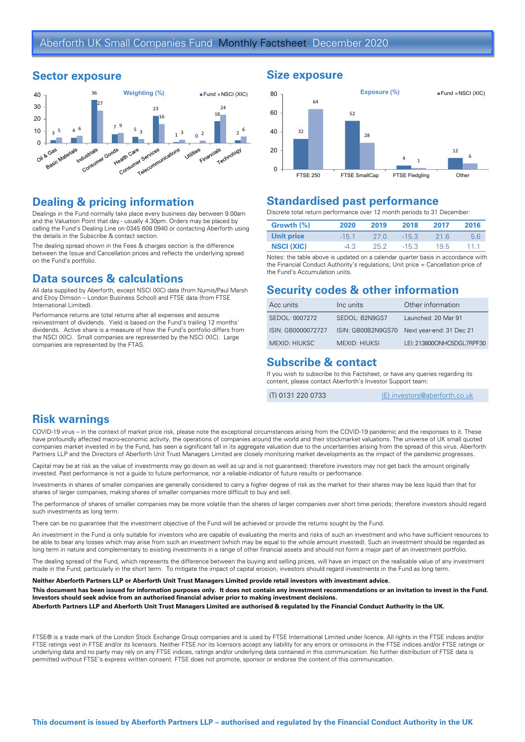Aberforth UK Small Companies Fund Monthly Factsheet December 2020

## Sector exposure

Weighting (%)

Fund NSCI (XIC)

40
30
20
10
0

3 5 4 6 36 27 7 9 5 3 23 16 1 3 0 2 18 24 2 6

Oil & Gas
Basic Materials
Industrials
Consumer Goods
Health Care
Consumer Services
Telecommunications
Utilities
Financials
Technology

## Size exposure

Exposure (%)

Fund NSCI (XIC)

80
60
40
20
0

32 64 52 28 4 1 12 6

FTSE 250
FTSE SmallCap
FTSE Fledgling
Other

## Dealing & pricing information

Dealings in the Fund normally take place every business day between 9.00am and the Valuation Point that day - usually 4.30pm. Orders may be placed by calling the Fund's Dealing Line on 0345 608 0940 or contacting Aberforth using the details in the Subscribe & contact section.

The dealing spread shown in the Fees & charges section is the difference between the Issue and Cancellation prices and reflects the underlying spread on the Fund's portfolio.

## Data sources & calculations

All data supplied by Aberforth, except NSCI (XIC) data (from Numis/Paul Marsh and Elroy Dimson – London Business School) and FTSE data (from FTSE International Limited).

Performance returns are total returns after all expenses and assume reinvestment of dividends. Yield is based on the Fund's trailing 12 months' dividends. Active share is a measure of how the Fund's portfolio differs from the NSCI (XIC). Small companies are represented by the NSCI (XIC). Large companies are represented by the FTAS.

## Standardised past performance

Discrete total return performance over 12 month periods to 31 December:

| Growth (%) | 2020 | 2019 | 2018 | 2017 | 2016 |
|---|---|---|---|---|---|
| Unit price | -15.1 | 27.0 | -15.3 | 21.6 | 5.6 |
| NSCI (XIC) | -4.3 | 25.2 | -15.3 | 19.5 | 11.1 |

Notes: the table above is updated on a calendar quarter basis in accordance with the Financial Conduct Authority's regulations; Unit price = Cancellation price of the Fund's Accumulation units.

## Security codes & other information

| Acc units | Inc units | Other information |
|---|---|---|
| SEDOL: 0007272 | SEDOL: B2N9GS7 | Launched: 20 Mar 91 |
| ISIN: GB0000072727 | ISIN: GB00B2N9GS70 | Next year-end: 31 Dec 21 |
| MEXID: HIUKSC | MEXID: HIUKSI | LEI: 213800ONHC5DGL7RPF30 |

## Subscribe & contact

If you wish to subscribe to this Factsheet, or have any queries regarding its content, please contact Aberforth's Investor Support team:

(T) 0131 220 0733 (E) investors@aberforth.co.uk

## Risk warnings

COVID-19 virus – in the context of market price risk, please note the exceptional circumstances arising from the COVID-19 pandemic and the responses to it. These have profoundly affected macro-economic activity, the operations of companies around the world and their stockmarket valuations. The universe of UK small quoted companies market invested in by the Fund, has seen a significant fall in its aggregate valuation due to the uncertainties arising from the spread of this virus. Aberforth Partners LLP and the Directors of Aberforth Unit Trust Managers Limited are closely monitoring market developments as the impact of the pandemic progresses.

Capital may be at risk as the value of investments may go down as well as up and is not guaranteed; therefore investors may not get back the amount originally invested. Past performance is not a guide to future performance, nor a reliable indicator of future results or performance.

Investments in shares of smaller companies are generally considered to carry a higher degree of risk as the market for their shares may be less liquid than that for shares of larger companies, making shares of smaller companies more difficult to buy and sell.

The performance of shares of smaller companies may be more volatile than the shares of larger companies over short time periods; therefore investors should regard such investments as long term.

There can be no guarantee that the investment objective of the Fund will be achieved or provide the returns sought by the Fund.

An investment in the Fund is only suitable for investors who are capable of evaluating the merits and risks of such an investment and who have sufficient resources to be able to bear any losses which may arise from such an investment (which may be equal to the whole amount invested). Such an investment should be regarded as long term in nature and complementary to existing investments in a range of other financial assets and should not form a major part of an investment portfolio.

The dealing spread of the Fund, which represents the difference between the buying and selling prices, will have an impact on the realisable value of any investment made in the Fund, particularly in the short term. To mitigate the impact of capital erosion, investors should regard investments in the Fund as long term.

**Neither Aberforth Partners LLP or Aberforth Unit Trust Managers Limited provide retail investors with investment advice.**

**This document has been issued for information purposes only. It does not contain any investment recommendations or an invitation to invest in the Fund. Investors should seek advice from an authorised financial adviser prior to making investment decisions.**

**Aberforth Partners LLP and Aberforth Unit Trust Managers Limited are authorised & regulated by the Financial Conduct Authority in the UK.**

FTSE® is a trade mark of the London Stock Exchange Group companies and is used by FTSE International Limited under licence. All rights in the FTSE indices and/or FTSE ratings vest in FTSE and/or its licensors. Neither FTSE nor its licensors accept any liability for any errors or omissions in the FTSE indices and/or FTSE ratings or underlying data and no party may rely on any FTSE indices, ratings and/or underlying data contained in this communication. No further distribution of FTSE data is permitted without FTSE's express written consent. FTSE does not promote, sponsor or endorse the content of this communication.

**This document is issued by Aberforth Partners LLP – authorised and regulated by the Financial Conduct Authority in the UK**